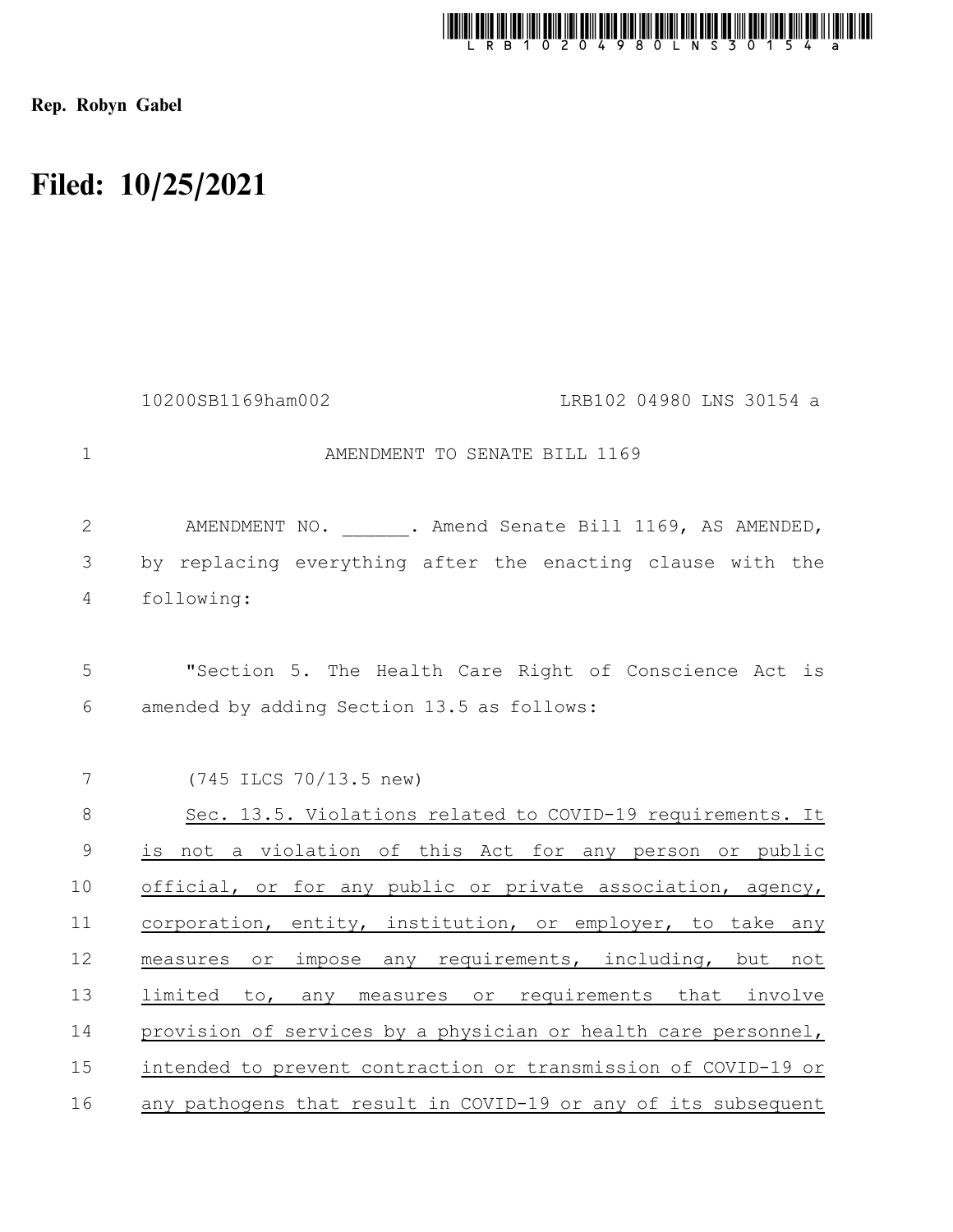Rep. Robyn Gabel

# Filed: 10/25/2021

10200SB1169ham002 LRB102 04980 LNS 30154 a

AMENDMENT TO SENATE BILL 1169

AMENDMENT NO. ______. Amend Senate Bill 1169, AS AMENDED, by replacing everything after the enacting clause with the following:

"Section 5. The Health Care Right of Conscience Act is amended by adding Section 13.5 as follows:

(745 ILCS 70/13.5 new)

Sec. 13.5. Violations related to COVID-19 requirements. It is not a violation of this Act for any person or public official, or for any public or private association, agency, corporation, entity, institution, or employer, to take any measures or impose any requirements, including, but not limited to, any measures or requirements that involve provision of services by a physician or health care personnel, intended to prevent contraction or transmission of COVID-19 or any pathogens that result in COVID-19 or any of its subsequent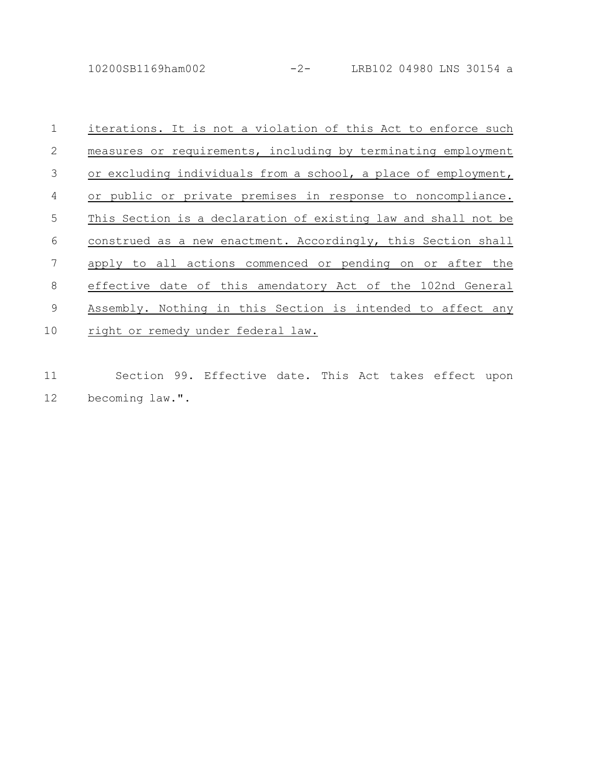iterations. It is not a violation of this Act to enforce such measures or requirements, including by terminating employment or excluding individuals from a school, a place of employment, or public or private premises in response to noncompliance. This Section is a declaration of existing law and shall not be construed as a new enactment. Accordingly, this Section shall apply to all actions commenced or pending on or after the effective date of this amendatory Act of the 102nd General Assembly. Nothing in this Section is intended to affect any right or remedy under federal law.

Section 99. Effective date. This Act takes effect upon becoming law.".